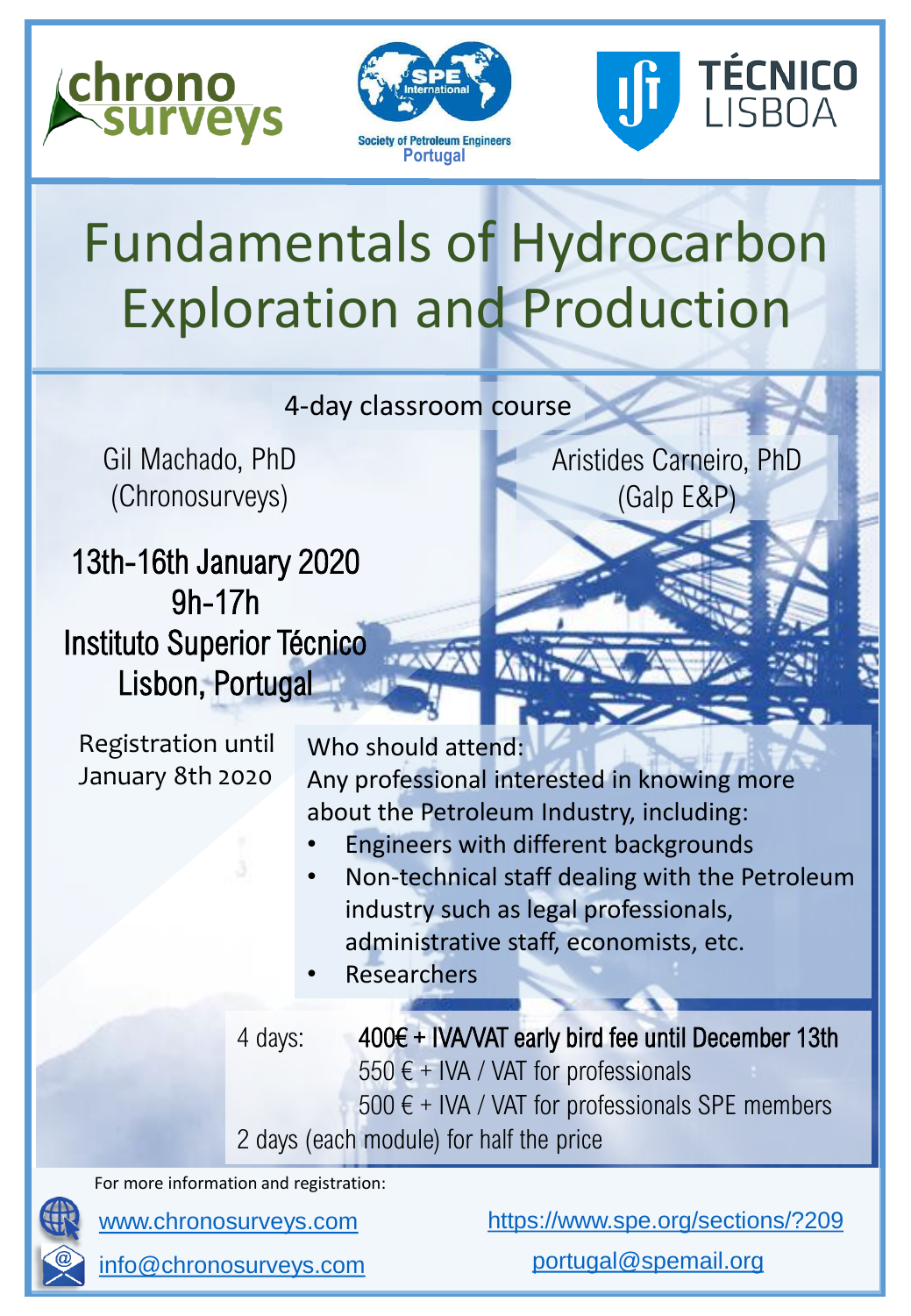chrono surveys

SPE International — Society of Petroleum Engineers Portugal

TÉCNICO LISBOA

# Fundamentals of Hydrocarbon Exploration and Production

4-day classroom course

Gil Machado, PhD
(Chronosurveys)

Aristides Carneiro, PhD
(Galp E&P)

**13th-16th January 2020**
**9h-17h**
**Instituto Superior Técnico**
**Lisbon, Portugal**

Registration until January 8th 2020

Who should attend:
Any professional interested in knowing more about the Petroleum Industry, including:

- Engineers with different backgrounds
- Non-technical staff dealing with the Petroleum industry such as legal professionals, administrative staff, economists, etc.
- Researchers

4 days: **400€ + IVA/VAT early bird fee until December 13th**
550 € + IVA / VAT for professionals
500 € + IVA / VAT for professionals SPE members

2 days (each module) for half the price

For more information and registration:

www.chronosurveys.com

info@chronosurveys.com

https://www.spe.org/sections/?209

portugal@spemail.org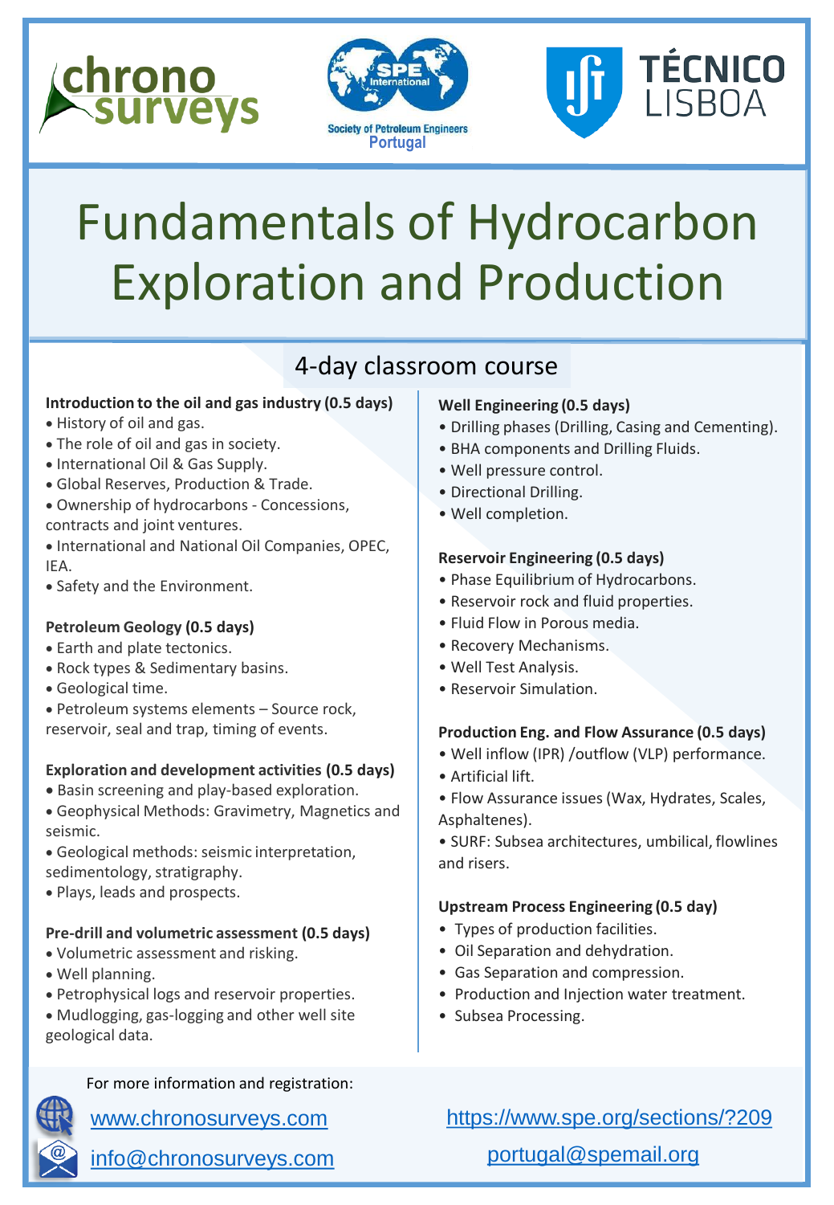chrono surveys

SPE International — Society of Petroleum Engineers Portugal

TÉCNICO LISBOA

# Fundamentals of Hydrocarbon Exploration and Production

## 4-day classroom course

**Introduction to the oil and gas industry (0.5 days)**

- History of oil and gas.
- The role of oil and gas in society.
- International Oil & Gas Supply.
- Global Reserves, Production & Trade.
- Ownership of hydrocarbons - Concessions, contracts and joint ventures.
- International and National Oil Companies, OPEC, IEA.
- Safety and the Environment.

**Petroleum Geology (0.5 days)**

- Earth and plate tectonics.
- Rock types & Sedimentary basins.
- Geological time.
- Petroleum systems elements – Source rock, reservoir, seal and trap, timing of events.

**Exploration and development activities (0.5 days)**

- Basin screening and play-based exploration.
- Geophysical Methods: Gravimetry, Magnetics and seismic.
- Geological methods: seismic interpretation, sedimentology, stratigraphy.
- Plays, leads and prospects.

**Pre-drill and volumetric assessment (0.5 days)**

- Volumetric assessment and risking.
- Well planning.
- Petrophysical logs and reservoir properties.
- Mudlogging, gas-logging and other well site geological data.

**Well Engineering (0.5 days)**

- Drilling phases (Drilling, Casing and Cementing).
- BHA components and Drilling Fluids.
- Well pressure control.
- Directional Drilling.
- Well completion.

**Reservoir Engineering (0.5 days)**

- Phase Equilibrium of Hydrocarbons.
- Reservoir rock and fluid properties.
- Fluid Flow in Porous media.
- Recovery Mechanisms.
- Well Test Analysis.
- Reservoir Simulation.

**Production Eng. and Flow Assurance (0.5 days)**

- Well inflow (IPR) /outflow (VLP) performance.
- Artificial lift.
- Flow Assurance issues (Wax, Hydrates, Scales, Asphaltenes).
- SURF: Subsea architectures, umbilical, flowlines and risers.

**Upstream Process Engineering (0.5 day)**

- Types of production facilities.
- Oil Separation and dehydration.
- Gas Separation and compression.
- Production and Injection water treatment.
- Subsea Processing.

For more information and registration:

www.chronosurveys.com

info@chronosurveys.com

https://www.spe.org/sections/?209

portugal@spemail.org